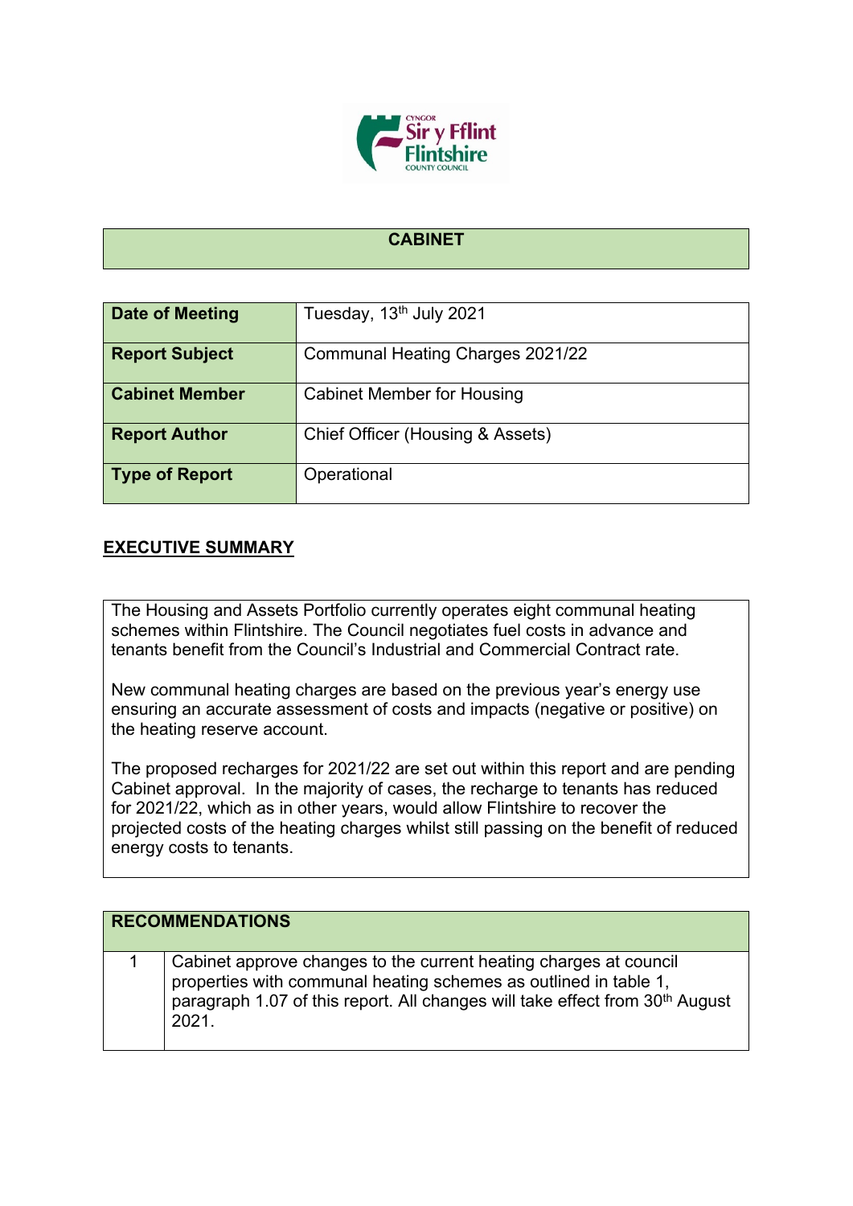## CABINET

| Date of Meeting | Tuesday, 13th July 2021 |
|---|---|
| Report Subject | Communal Heating Charges 2021/22 |
| Cabinet Member | Cabinet Member for Housing |
| Report Author | Chief Officer (Housing & Assets) |
| Type of Report | Operational |

## EXECUTIVE SUMMARY

The Housing and Assets Portfolio currently operates eight communal heating schemes within Flintshire. The Council negotiates fuel costs in advance and tenants benefit from the Council's Industrial and Commercial Contract rate.

New communal heating charges are based on the previous year's energy use ensuring an accurate assessment of costs and impacts (negative or positive) on the heating reserve account.

The proposed recharges for 2021/22 are set out within this report and are pending Cabinet approval. In the majority of cases, the recharge to tenants has reduced for 2021/22, which as in other years, would allow Flintshire to recover the projected costs of the heating charges whilst still passing on the benefit of reduced energy costs to tenants.

| RECOMMENDATIONS | |
|---|---|
| 1 | Cabinet approve changes to the current heating charges at council properties with communal heating schemes as outlined in table 1, paragraph 1.07 of this report. All changes will take effect from 30th August 2021. |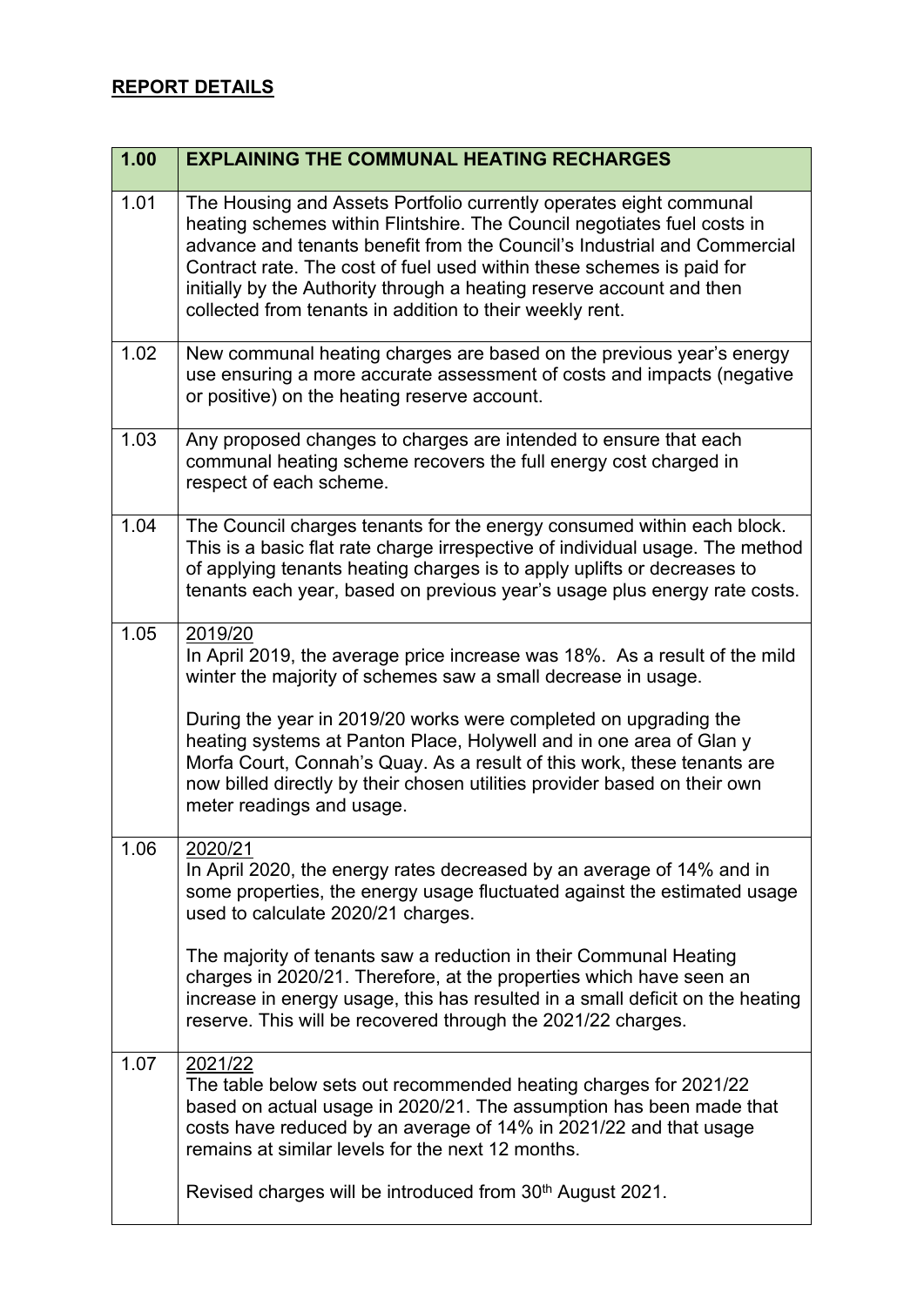## REPORT DETAILS

| 1.00 | EXPLAINING THE COMMUNAL HEATING RECHARGES |
|---|---|
| 1.01 | The Housing and Assets Portfolio currently operates eight communal heating schemes within Flintshire. The Council negotiates fuel costs in advance and tenants benefit from the Council's Industrial and Commercial Contract rate. The cost of fuel used within these schemes is paid for initially by the Authority through a heating reserve account and then collected from tenants in addition to their weekly rent. |
| 1.02 | New communal heating charges are based on the previous year's energy use ensuring a more accurate assessment of costs and impacts (negative or positive) on the heating reserve account. |
| 1.03 | Any proposed changes to charges are intended to ensure that each communal heating scheme recovers the full energy cost charged in respect of each scheme. |
| 1.04 | The Council charges tenants for the energy consumed within each block. This is a basic flat rate charge irrespective of individual usage. The method of applying tenants heating charges is to apply uplifts or decreases to tenants each year, based on previous year's usage plus energy rate costs. |
| 1.05 | 2019/20<br>In April 2019, the average price increase was 18%. As a result of the mild winter the majority of schemes saw a small decrease in usage.<br><br>During the year in 2019/20 works were completed on upgrading the heating systems at Panton Place, Holywell and in one area of Glan y Morfa Court, Connah's Quay. As a result of this work, these tenants are now billed directly by their chosen utilities provider based on their own meter readings and usage. |
| 1.06 | 2020/21<br>In April 2020, the energy rates decreased by an average of 14% and in some properties, the energy usage fluctuated against the estimated usage used to calculate 2020/21 charges.<br><br>The majority of tenants saw a reduction in their Communal Heating charges in 2020/21. Therefore, at the properties which have seen an increase in energy usage, this has resulted in a small deficit on the heating reserve. This will be recovered through the 2021/22 charges. |
| 1.07 | 2021/22<br>The table below sets out recommended heating charges for 2021/22 based on actual usage in 2020/21. The assumption has been made that costs have reduced by an average of 14% in 2021/22 and that usage remains at similar levels for the next 12 months.<br><br>Revised charges will be introduced from 30th August 2021. |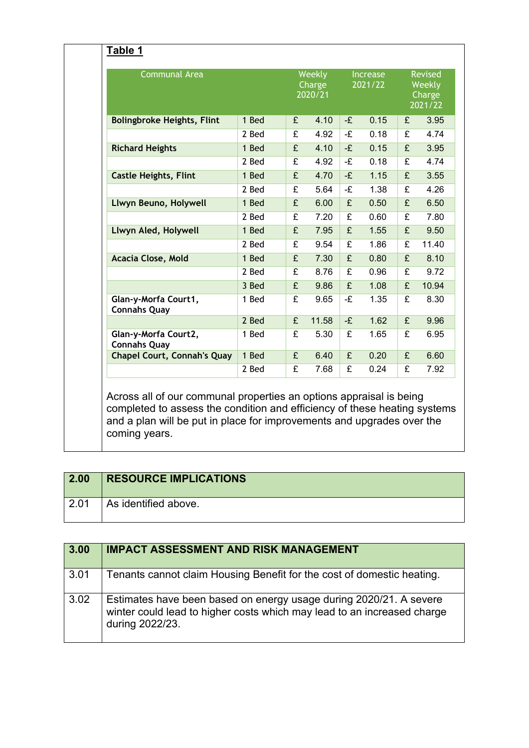**Table 1**

| Communal Area | | Weekly Charge 2020/21 | Increase 2021/22 | Revised Weekly Charge 2021/22 |
|---|---|---|---|---|
| **Bolingbroke Heights, Flint** | 1 Bed | £ 4.10 | -£ 0.15 | £ 3.95 |
| | 2 Bed | £ 4.92 | -£ 0.18 | £ 4.74 |
| **Richard Heights** | 1 Bed | £ 4.10 | -£ 0.15 | £ 3.95 |
| | 2 Bed | £ 4.92 | -£ 0.18 | £ 4.74 |
| **Castle Heights, Flint** | 1 Bed | £ 4.70 | -£ 1.15 | £ 3.55 |
| | 2 Bed | £ 5.64 | -£ 1.38 | £ 4.26 |
| **Llwyn Beuno, Holywell** | 1 Bed | £ 6.00 | £ 0.50 | £ 6.50 |
| | 2 Bed | £ 7.20 | £ 0.60 | £ 7.80 |
| **Llwyn Aled, Holywell** | 1 Bed | £ 7.95 | £ 1.55 | £ 9.50 |
| | 2 Bed | £ 9.54 | £ 1.86 | £ 11.40 |
| **Acacia Close, Mold** | 1 Bed | £ 7.30 | £ 0.80 | £ 8.10 |
| | 2 Bed | £ 8.76 | £ 0.96 | £ 9.72 |
| | 3 Bed | £ 9.86 | £ 1.08 | £ 10.94 |
| **Glan-y-Morfa Court1, Connahs Quay** | 1 Bed | £ 9.65 | -£ 1.35 | £ 8.30 |
| | 2 Bed | £ 11.58 | -£ 1.62 | £ 9.96 |
| **Glan-y-Morfa Court2, Connahs Quay** | 1 Bed | £ 5.30 | £ 1.65 | £ 6.95 |
| **Chapel Court, Connah's Quay** | 1 Bed | £ 6.40 | £ 0.20 | £ 6.60 |
| | 2 Bed | £ 7.68 | £ 0.24 | £ 7.92 |

Across all of our communal properties an options appraisal is being completed to assess the condition and efficiency of these heating systems and a plan will be put in place for improvements and upgrades over the coming years.

| 2.00 | RESOURCE IMPLICATIONS |
|---|---|
| 2.01 | As identified above. |

| 3.00 | IMPACT ASSESSMENT AND RISK MANAGEMENT |
|---|---|
| 3.01 | Tenants cannot claim Housing Benefit for the cost of domestic heating. |
| 3.02 | Estimates have been based on energy usage during 2020/21. A severe winter could lead to higher costs which may lead to an increased charge during 2022/23. |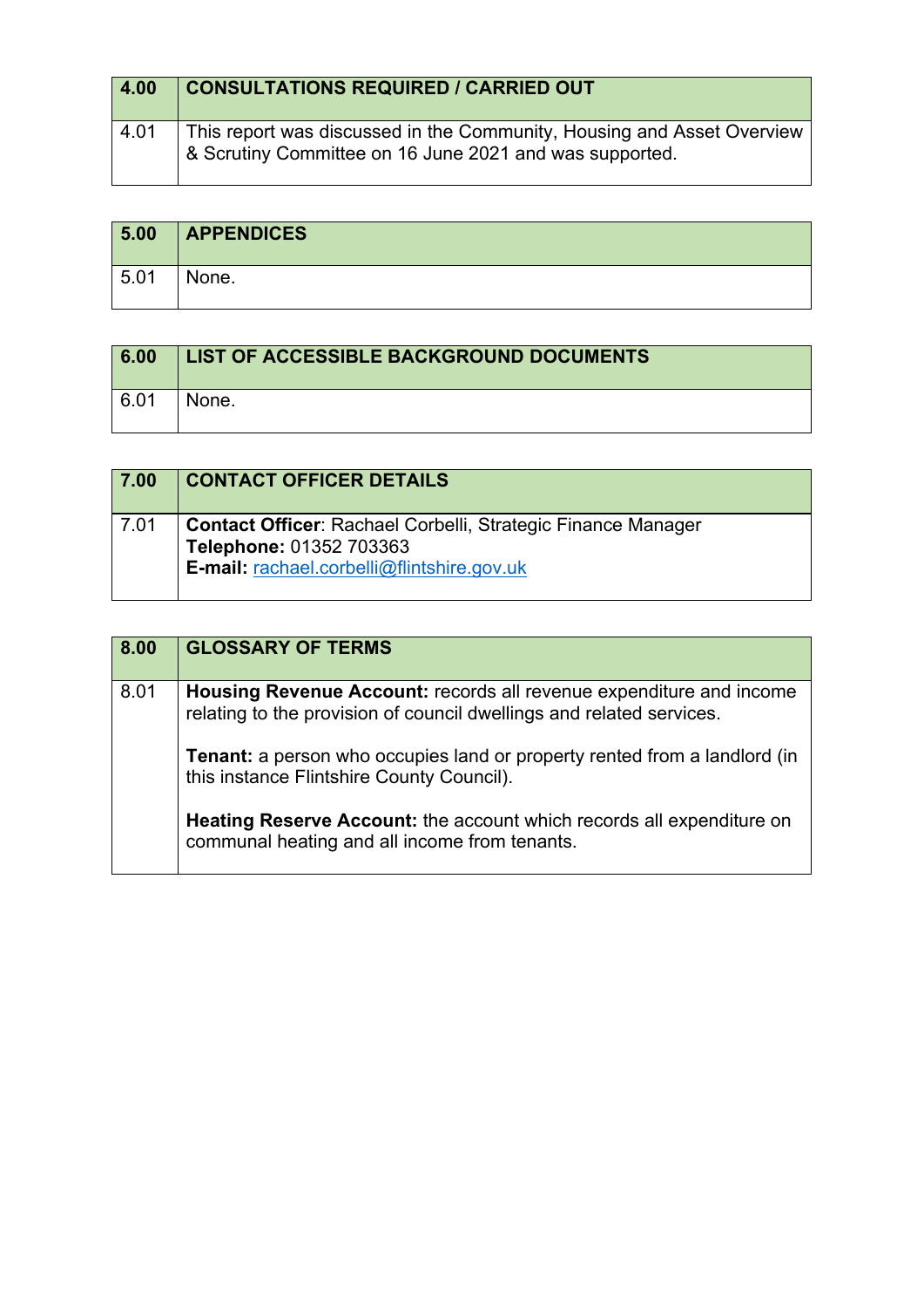| 4.00 | CONSULTATIONS REQUIRED / CARRIED OUT |
|---|---|
| 4.01 | This report was discussed in the Community, Housing and Asset Overview & Scrutiny Committee on 16 June 2021 and was supported. |

| 5.00 | APPENDICES |
|---|---|
| 5.01 | None. |

| 6.00 | LIST OF ACCESSIBLE BACKGROUND DOCUMENTS |
|---|---|
| 6.01 | None. |

| 7.00 | CONTACT OFFICER DETAILS |
|---|---|
| 7.01 | **Contact Officer**: Rachael Corbelli, Strategic Finance Manager<br>**Telephone:** 01352 703363<br>**E-mail:** rachael.corbelli@flintshire.gov.uk |

| 8.00 | GLOSSARY OF TERMS |
|---|---|
| 8.01 | **Housing Revenue Account:** records all revenue expenditure and income relating to the provision of council dwellings and related services.<br><br>**Tenant:** a person who occupies land or property rented from a landlord (in this instance Flintshire County Council).<br><br>**Heating Reserve Account:** the account which records all expenditure on communal heating and all income from tenants. |